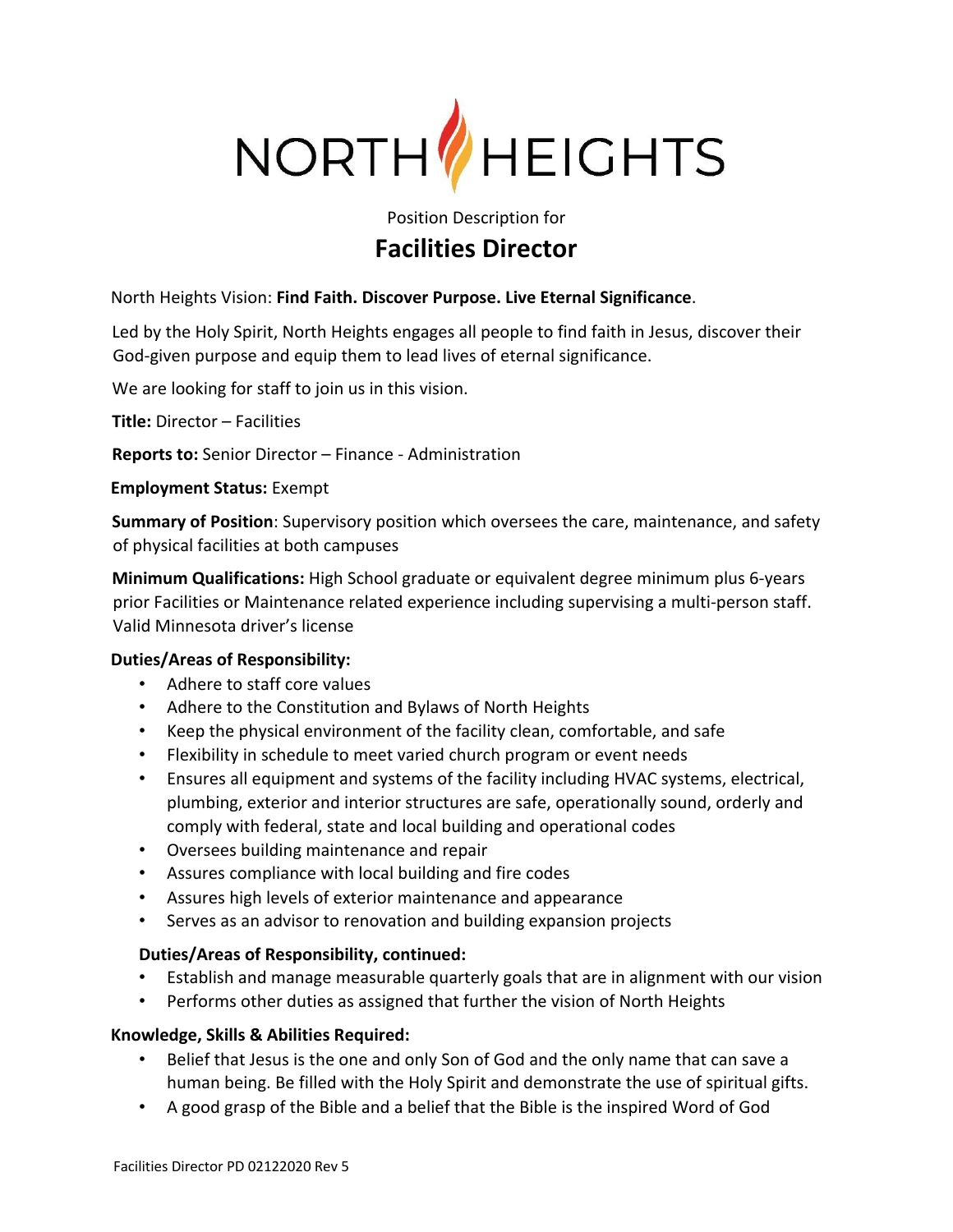# NORTH HEIGHTS

Position Description for

## Facilities Director

North Heights Vision: **Find Faith. Discover Purpose. Live Eternal Significance**.

Led by the Holy Spirit, North Heights engages all people to find faith in Jesus, discover their God-given purpose and equip them to lead lives of eternal significance.

We are looking for staff to join us in this vision.

**Title:** Director – Facilities

**Reports to:** Senior Director – Finance - Administration

**Employment Status:** Exempt

**Summary of Position**: Supervisory position which oversees the care, maintenance, and safety of physical facilities at both campuses

**Minimum Qualifications:** High School graduate or equivalent degree minimum plus 6-years prior Facilities or Maintenance related experience including supervising a multi-person staff. Valid Minnesota driver's license

**Duties/Areas of Responsibility:**

- Adhere to staff core values
- Adhere to the Constitution and Bylaws of North Heights
- Keep the physical environment of the facility clean, comfortable, and safe
- Flexibility in schedule to meet varied church program or event needs
- Ensures all equipment and systems of the facility including HVAC systems, electrical, plumbing, exterior and interior structures are safe, operationally sound, orderly and comply with federal, state and local building and operational codes
- Oversees building maintenance and repair
- Assures compliance with local building and fire codes
- Assures high levels of exterior maintenance and appearance
- Serves as an advisor to renovation and building expansion projects

**Duties/Areas of Responsibility, continued:**

- Establish and manage measurable quarterly goals that are in alignment with our vision
- Performs other duties as assigned that further the vision of North Heights

**Knowledge, Skills & Abilities Required:**

- Belief that Jesus is the one and only Son of God and the only name that can save a human being. Be filled with the Holy Spirit and demonstrate the use of spiritual gifts.
- A good grasp of the Bible and a belief that the Bible is the inspired Word of God

Facilities Director PD 02122020 Rev 5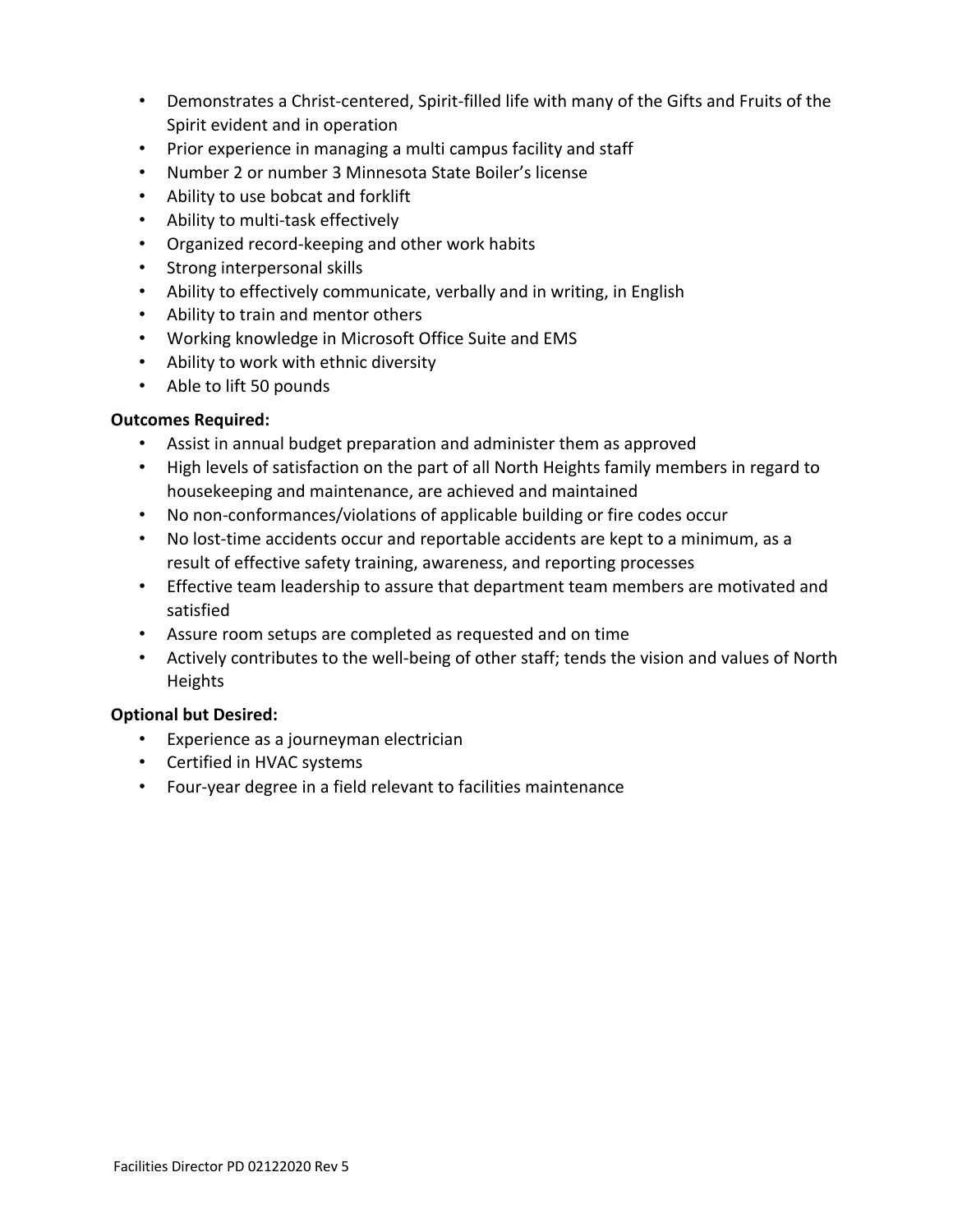- Demonstrates a Christ-centered, Spirit-filled life with many of the Gifts and Fruits of the Spirit evident and in operation
- Prior experience in managing a multi campus facility and staff
- Number 2 or number 3 Minnesota State Boiler's license
- Ability to use bobcat and forklift
- Ability to multi-task effectively
- Organized record-keeping and other work habits
- Strong interpersonal skills
- Ability to effectively communicate, verbally and in writing, in English
- Ability to train and mentor others
- Working knowledge in Microsoft Office Suite and EMS
- Ability to work with ethnic diversity
- Able to lift 50 pounds

**Outcomes Required:**

- Assist in annual budget preparation and administer them as approved
- High levels of satisfaction on the part of all North Heights family members in regard to housekeeping and maintenance, are achieved and maintained
- No non-conformances/violations of applicable building or fire codes occur
- No lost-time accidents occur and reportable accidents are kept to a minimum, as a result of effective safety training, awareness, and reporting processes
- Effective team leadership to assure that department team members are motivated and satisfied
- Assure room setups are completed as requested and on time
- Actively contributes to the well-being of other staff; tends the vision and values of North Heights

**Optional but Desired:**

- Experience as a journeyman electrician
- Certified in HVAC systems
- Four-year degree in a field relevant to facilities maintenance